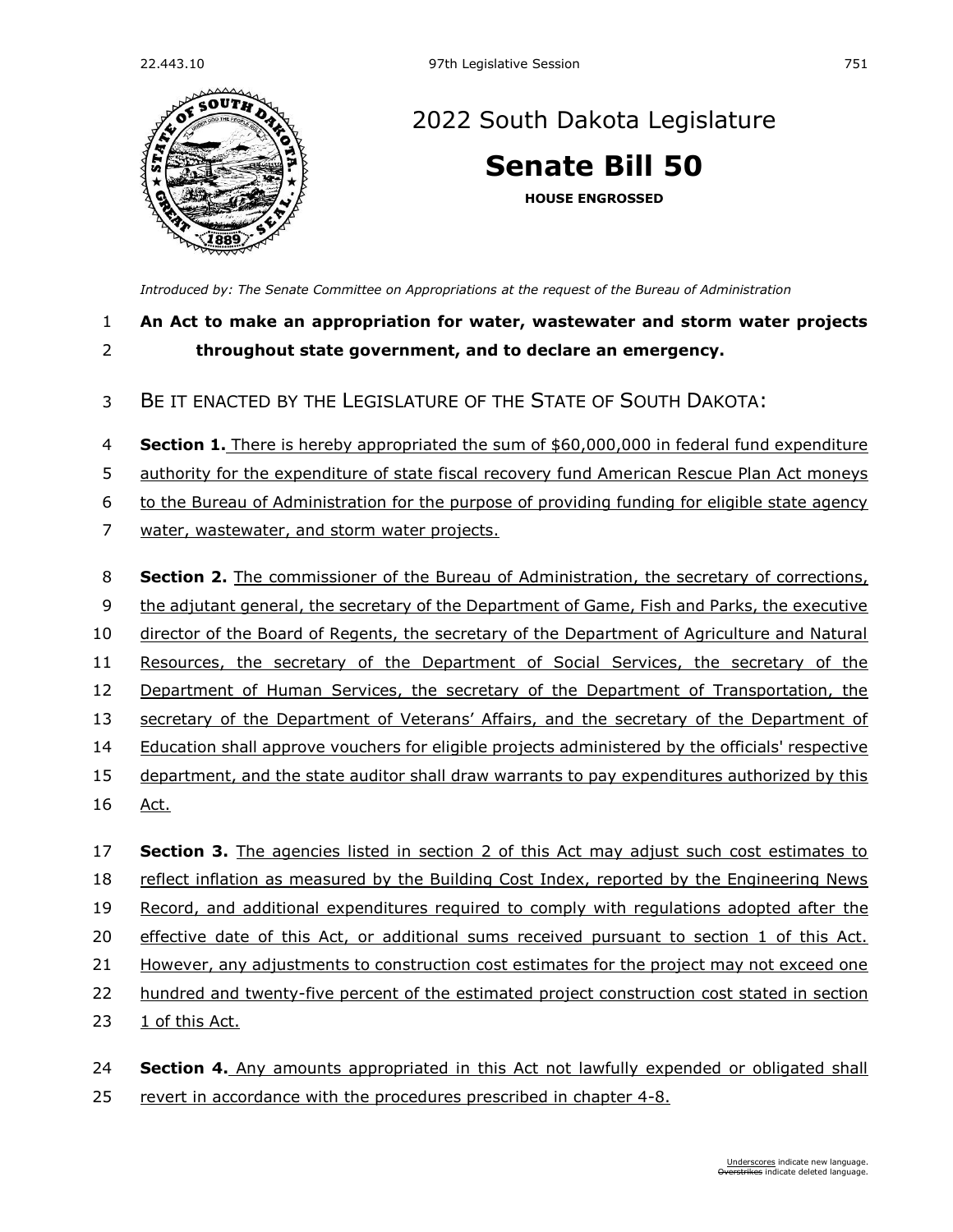# 2022 South Dakota Legislature

## Senate Bill 50

**HOUSE ENGROSSED**

*Introduced by: The Senate Committee on Appropriations at the request of the Bureau of Administration*

**An Act to make an appropriation for water, wastewater and storm water projects throughout state government, and to declare an emergency.**

BE IT ENACTED BY THE LEGISLATURE OF THE STATE OF SOUTH DAKOTA:

**Section 1.** There is hereby appropriated the sum of $60,000,000 in federal fund expenditure authority for the expenditure of state fiscal recovery fund American Rescue Plan Act moneys to the Bureau of Administration for the purpose of providing funding for eligible state agency water, wastewater, and storm water projects.

**Section 2.** The commissioner of the Bureau of Administration, the secretary of corrections, the adjutant general, the secretary of the Department of Game, Fish and Parks, the executive director of the Board of Regents, the secretary of the Department of Agriculture and Natural Resources, the secretary of the Department of Social Services, the secretary of the Department of Human Services, the secretary of the Department of Transportation, the secretary of the Department of Veterans' Affairs, and the secretary of the Department of Education shall approve vouchers for eligible projects administered by the officials' respective department, and the state auditor shall draw warrants to pay expenditures authorized by this Act.

**Section 3.** The agencies listed in section 2 of this Act may adjust such cost estimates to reflect inflation as measured by the Building Cost Index, reported by the Engineering News Record, and additional expenditures required to comply with regulations adopted after the effective date of this Act, or additional sums received pursuant to section 1 of this Act. However, any adjustments to construction cost estimates for the project may not exceed one hundred and twenty-five percent of the estimated project construction cost stated in section 1 of this Act.

**Section 4.** Any amounts appropriated in this Act not lawfully expended or obligated shall revert in accordance with the procedures prescribed in chapter 4-8.

Underscores indicate new language.
Overstrikes indicate deleted language.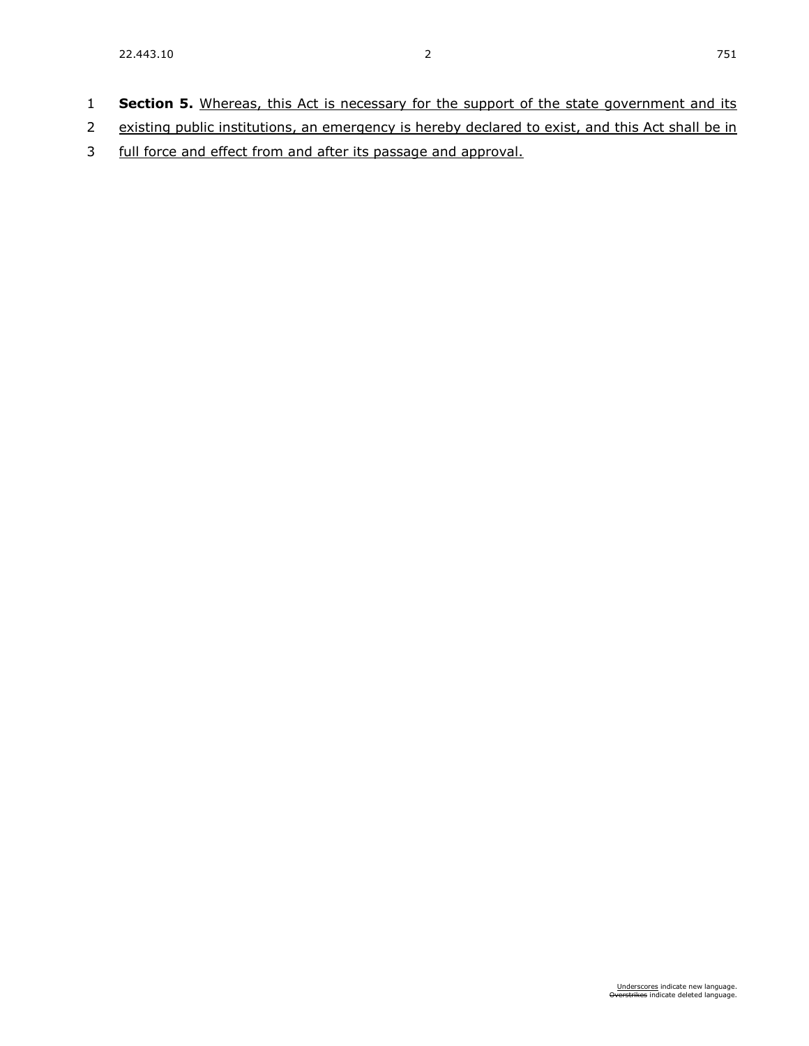**Section 5.** Whereas, this Act is necessary for the support of the state government and its existing public institutions, an emergency is hereby declared to exist, and this Act shall be in full force and effect from and after its passage and approval.